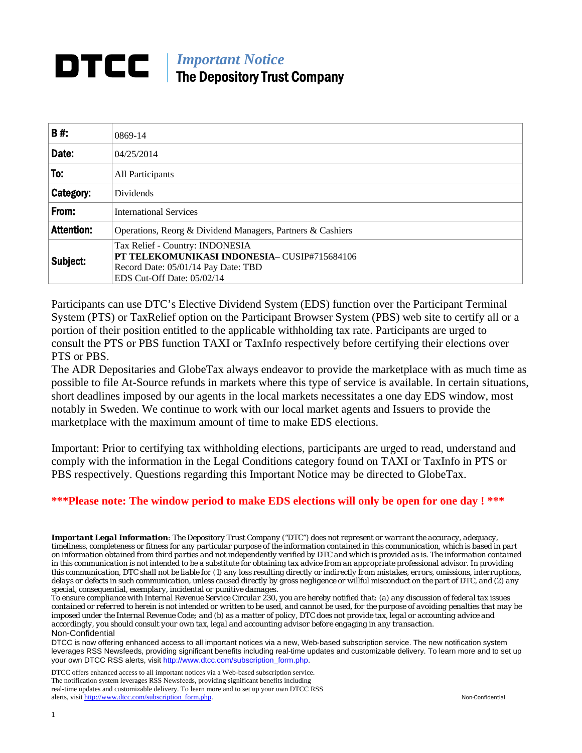# DTCC

## *Important Notice*
## The Depository Trust Company

| | |
|---|---|
| **B #:** | 0869-14 |
| **Date:** | 04/25/2014 |
| **To:** | All Participants |
| **Category:** | Dividends |
| **From:** | International Services |
| **Attention:** | Operations, Reorg & Dividend Managers, Partners & Cashiers |
| **Subject:** | Tax Relief - Country: INDONESIA<br>**PT TELEKOMUNIKASI INDONESIA**– CUSIP#715684106<br>Record Date: 05/01/14 Pay Date: TBD<br>EDS Cut-Off Date: 05/02/14 |

Participants can use DTC's Elective Dividend System (EDS) function over the Participant Terminal System (PTS) or TaxRelief option on the Participant Browser System (PBS) web site to certify all or a portion of their position entitled to the applicable withholding tax rate. Participants are urged to consult the PTS or PBS function TAXI or TaxInfo respectively before certifying their elections over PTS or PBS.

The ADR Depositaries and GlobeTax always endeavor to provide the marketplace with as much time as possible to file At-Source refunds in markets where this type of service is available. In certain situations, short deadlines imposed by our agents in the local markets necessitates a one day EDS window, most notably in Sweden. We continue to work with our local market agents and Issuers to provide the marketplace with the maximum amount of time to make EDS elections.

Important: Prior to certifying tax withholding elections, participants are urged to read, understand and comply with the information in the Legal Conditions category found on TAXI or TaxInfo in PTS or PBS respectively. Questions regarding this Important Notice may be directed to GlobeTax.

**\*\*\*Please note: The window period to make EDS elections will only be open for one day ! \*\*\***

***Important Legal Information**: The Depository Trust Company ("DTC") does not represent or warrant the accuracy, adequacy, timeliness, completeness or fitness for any particular purpose of the information contained in this communication, which is based in part on information obtained from third parties and not independently verified by DTC and which is provided as is. The information contained in this communication is not intended to be a substitute for obtaining tax advice from an appropriate professional advisor. In providing this communication, DTC shall not be liable for (1) any loss resulting directly or indirectly from mistakes, errors, omissions, interruptions, delays or defects in such communication, unless caused directly by gross negligence or willful misconduct on the part of DTC, and (2) any special, consequential, exemplary, incidental or punitive damages.*

*To ensure compliance with Internal Revenue Service Circular 230, you are hereby notified that: (a) any discussion of federal tax issues contained or referred to herein is not intended or written to be used, and cannot be used, for the purpose of avoiding penalties that may be imposed under the Internal Revenue Code; and (b) as a matter of policy, DTC does not provide tax, legal or accounting advice and accordingly, you should consult your own tax, legal and accounting advisor before engaging in any transaction.*

Non-Confidential

DTCC is now offering enhanced access to all important notices via a new, Web-based subscription service. The new notification system leverages RSS Newsfeeds, providing significant benefits including real-time updates and customizable delivery. To learn more and to set up your own DTCC RSS alerts, visit http://www.dtcc.com/subscription_form.php.

DTCC offers enhanced access to all important notices via a Web-based subscription service. The notification system leverages RSS Newsfeeds, providing significant benefits including real-time updates and customizable delivery. To learn more and to set up your own DTCC RSS alerts, visit http://www.dtcc.com/subscription_form.php.

Non-Confidential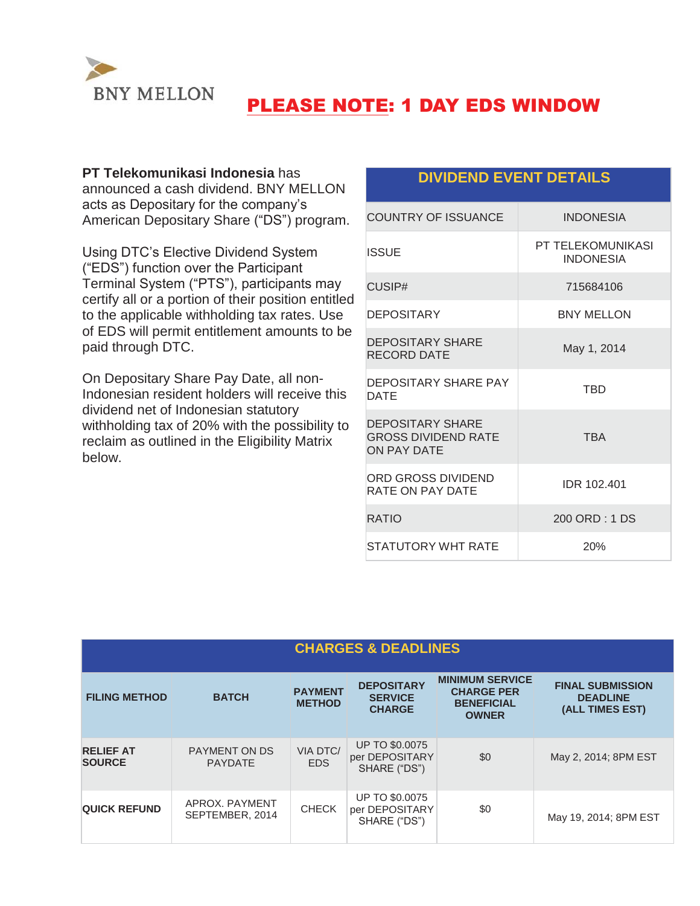BNY MELLON

# PLEASE NOTE: 1 DAY EDS WINDOW

**PT Telekomunikasi Indonesia** has announced a cash dividend. BNY MELLON acts as Depositary for the company's American Depositary Share ("DS") program.

Using DTC's Elective Dividend System ("EDS") function over the Participant Terminal System ("PTS"), participants may certify all or a portion of their position entitled to the applicable withholding tax rates. Use of EDS will permit entitlement amounts to be paid through DTC.

On Depositary Share Pay Date, all non-Indonesian resident holders will receive this dividend net of Indonesian statutory withholding tax of 20% with the possibility to reclaim as outlined in the Eligibility Matrix below.

| DIVIDEND EVENT DETAILS | |
|---|---|
| COUNTRY OF ISSUANCE | INDONESIA |
| ISSUE | PT TELEKOMUNIKASI INDONESIA |
| CUSIP# | 715684106 |
| DEPOSITARY | BNY MELLON |
| DEPOSITARY SHARE RECORD DATE | May 1, 2014 |
| DEPOSITARY SHARE PAY DATE | TBD |
| DEPOSITARY SHARE GROSS DIVIDEND RATE ON PAY DATE | TBA |
| ORD GROSS DIVIDEND RATE ON PAY DATE | IDR 102.401 |
| RATIO | 200 ORD : 1 DS |
| STATUTORY WHT RATE | 20% |

## CHARGES & DEADLINES

| FILING METHOD | BATCH | PAYMENT METHOD | DEPOSITARY SERVICE CHARGE | MINIMUM SERVICE CHARGE PER BENEFICIAL OWNER | FINAL SUBMISSION DEADLINE (ALL TIMES EST) |
|---|---|---|---|---|---|
| **RELIEF AT SOURCE** | PAYMENT ON DS PAYDATE | VIA DTC/ EDS | UP TO $0.0075 per DEPOSITARY SHARE ("DS") | $0 | May 2, 2014; 8PM EST |
| **QUICK REFUND** | APROX. PAYMENT SEPTEMBER, 2014 | CHECK | UP TO $0.0075 per DEPOSITARY SHARE ("DS") | $0 | May 19, 2014; 8PM EST |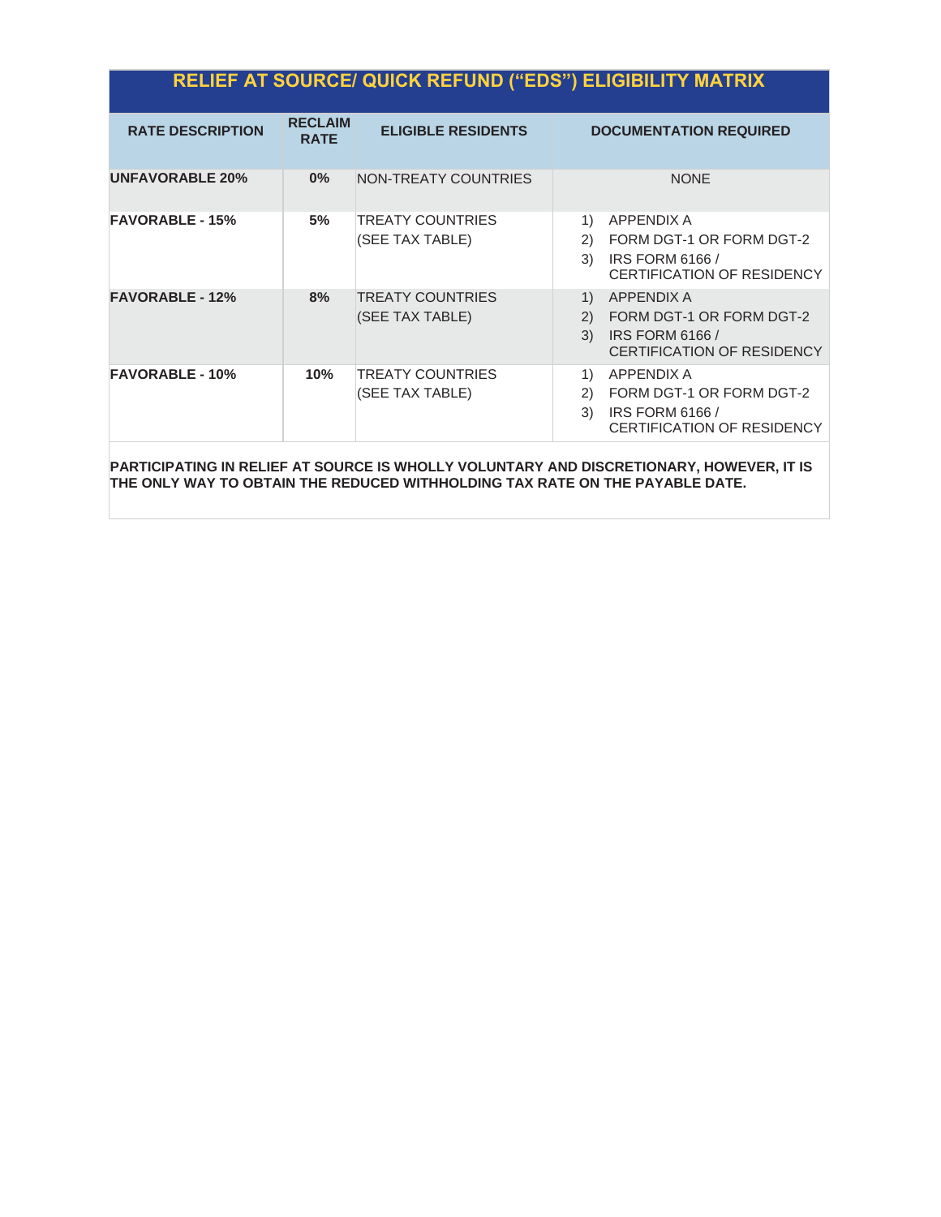## RELIEF AT SOURCE/ QUICK REFUND ("EDS") ELIGIBILITY MATRIX

| RATE DESCRIPTION | RECLAIM RATE | ELIGIBLE RESIDENTS | DOCUMENTATION REQUIRED |
|---|---|---|---|
| **UNFAVORABLE 20%** | **0%** | NON-TREATY COUNTRIES | NONE |
| **FAVORABLE - 15%** | **5%** | TREATY COUNTRIES (SEE TAX TABLE) | 1) APPENDIX A<br>2) FORM DGT-1 OR FORM DGT-2<br>3) IRS FORM 6166 / CERTIFICATION OF RESIDENCY |
| **FAVORABLE - 12%** | **8%** | TREATY COUNTRIES (SEE TAX TABLE) | 1) APPENDIX A<br>2) FORM DGT-1 OR FORM DGT-2<br>3) IRS FORM 6166 / CERTIFICATION OF RESIDENCY |
| **FAVORABLE - 10%** | **10%** | TREATY COUNTRIES (SEE TAX TABLE) | 1) APPENDIX A<br>2) FORM DGT-1 OR FORM DGT-2<br>3) IRS FORM 6166 / CERTIFICATION OF RESIDENCY |

**PARTICIPATING IN RELIEF AT SOURCE IS WHOLLY VOLUNTARY AND DISCRETIONARY, HOWEVER, IT IS THE ONLY WAY TO OBTAIN THE REDUCED WITHHOLDING TAX RATE ON THE PAYABLE DATE.**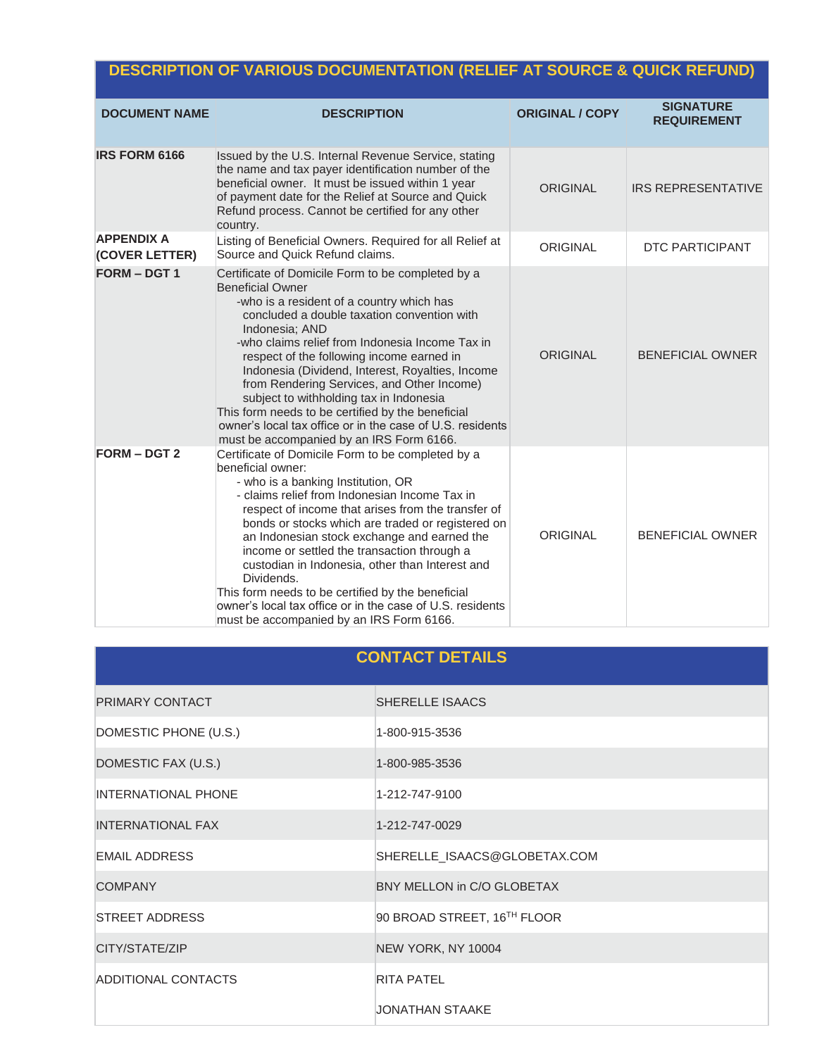## DESCRIPTION OF VARIOUS DOCUMENTATION (RELIEF AT SOURCE & QUICK REFUND)

| DOCUMENT NAME | DESCRIPTION | ORIGINAL / COPY | SIGNATURE REQUIREMENT |
|---|---|---|---|
| **IRS FORM 6166** | Issued by the U.S. Internal Revenue Service, stating the name and tax payer identification number of the beneficial owner. It must be issued within 1 year of payment date for the Relief at Source and Quick Refund process. Cannot be certified for any other country. | ORIGINAL | IRS REPRESENTATIVE |
| **APPENDIX A (COVER LETTER)** | Listing of Beneficial Owners. Required for all Relief at Source and Quick Refund claims. | ORIGINAL | DTC PARTICIPANT |
| **FORM – DGT 1** | Certificate of Domicile Form to be completed by a Beneficial Owner<br>-who is a resident of a country which has concluded a double taxation convention with Indonesia; AND<br>-who claims relief from Indonesia Income Tax in respect of the following income earned in Indonesia (Dividend, Interest, Royalties, Income from Rendering Services, and Other Income) subject to withholding tax in Indonesia<br>This form needs to be certified by the beneficial owner's local tax office or in the case of U.S. residents must be accompanied by an IRS Form 6166. | ORIGINAL | BENEFICIAL OWNER |
| **FORM – DGT 2** | Certificate of Domicile Form to be completed by a beneficial owner:<br>- who is a banking Institution, OR<br>- claims relief from Indonesian Income Tax in respect of income that arises from the transfer of bonds or stocks which are traded or registered on an Indonesian stock exchange and earned the income or settled the transaction through a custodian in Indonesia, other than Interest and Dividends.<br>This form needs to be certified by the beneficial owner's local tax office or in the case of U.S. residents must be accompanied by an IRS Form 6166. | ORIGINAL | BENEFICIAL OWNER |

## CONTACT DETAILS

| | |
|---|---|
| PRIMARY CONTACT | SHERELLE ISAACS |
| DOMESTIC PHONE (U.S.) | 1-800-915-3536 |
| DOMESTIC FAX (U.S.) | 1-800-985-3536 |
| INTERNATIONAL PHONE | 1-212-747-9100 |
| INTERNATIONAL FAX | 1-212-747-0029 |
| EMAIL ADDRESS | SHERELLE_ISAACS@GLOBETAX.COM |
| COMPANY | BNY MELLON in C/O GLOBETAX |
| STREET ADDRESS | 90 BROAD STREET, 16TH FLOOR |
| CITY/STATE/ZIP | NEW YORK, NY 10004 |
| ADDITIONAL CONTACTS | RITA PATEL |
| | JONATHAN STAAKE |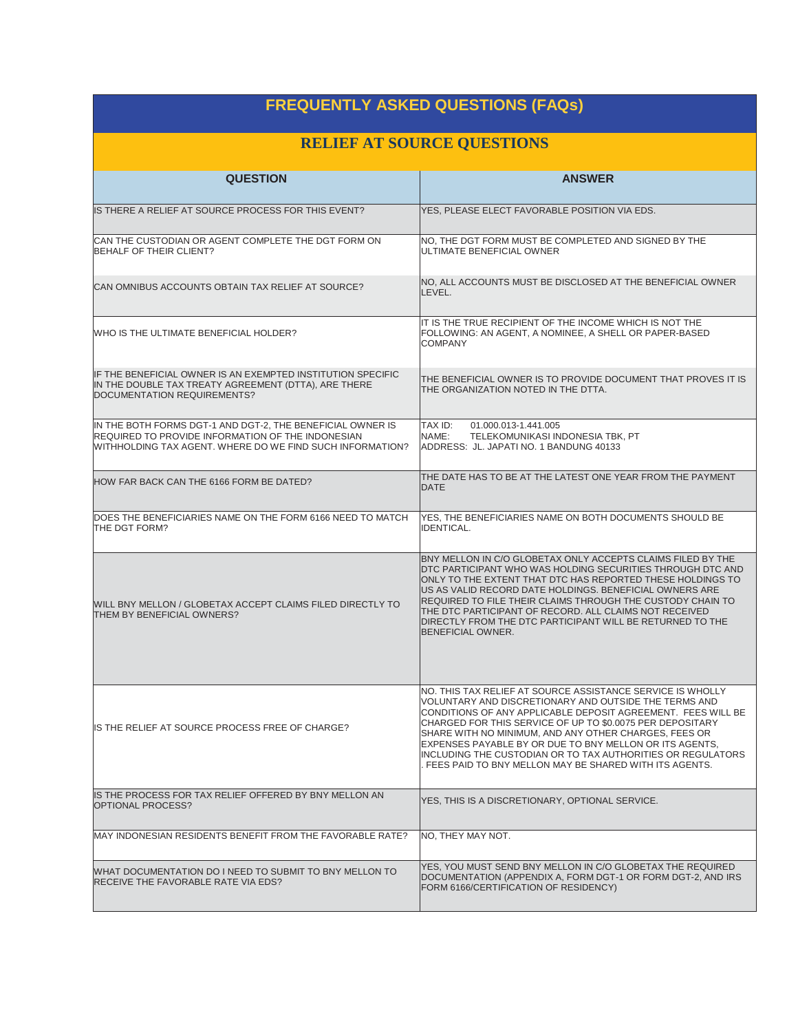# FREQUENTLY ASKED QUESTIONS (FAQs)

## RELIEF AT SOURCE QUESTIONS

| QUESTION | ANSWER |
|---|---|
| IS THERE A RELIEF AT SOURCE PROCESS FOR THIS EVENT? | YES, PLEASE ELECT FAVORABLE POSITION VIA EDS. |
| CAN THE CUSTODIAN OR AGENT COMPLETE THE DGT FORM ON BEHALF OF THEIR CLIENT? | NO, THE DGT FORM MUST BE COMPLETED AND SIGNED BY THE ULTIMATE BENEFICIAL OWNER |
| CAN OMNIBUS ACCOUNTS OBTAIN TAX RELIEF AT SOURCE? | NO, ALL ACCOUNTS MUST BE DISCLOSED AT THE BENEFICIAL OWNER LEVEL. |
| WHO IS THE ULTIMATE BENEFICIAL HOLDER? | IT IS THE TRUE RECIPIENT OF THE INCOME WHICH IS NOT THE FOLLOWING: AN AGENT, A NOMINEE, A SHELL OR PAPER-BASED COMPANY |
| IF THE BENEFICIAL OWNER IS AN EXEMPTED INSTITUTION SPECIFIC IN THE DOUBLE TAX TREATY AGREEMENT (DTTA), ARE THERE DOCUMENTATION REQUIREMENTS? | THE BENEFICIAL OWNER IS TO PROVIDE DOCUMENT THAT PROVES IT IS THE ORGANIZATION NOTED IN THE DTTA. |
| IN THE BOTH FORMS DGT-1 AND DGT-2, THE BENEFICIAL OWNER IS REQUIRED TO PROVIDE INFORMATION OF THE INDONESIAN WITHHOLDING TAX AGENT. WHERE DO WE FIND SUCH INFORMATION? | TAX ID: 01.000.013-1.441.005<br>NAME: TELEKOMUNIKASI INDONESIA TBK, PT<br>ADDRESS: JL. JAPATI NO. 1 BANDUNG 40133 |
| HOW FAR BACK CAN THE 6166 FORM BE DATED? | THE DATE HAS TO BE AT THE LATEST ONE YEAR FROM THE PAYMENT DATE |
| DOES THE BENEFICIARIES NAME ON THE FORM 6166 NEED TO MATCH THE DGT FORM? | YES, THE BENEFICIARIES NAME ON BOTH DOCUMENTS SHOULD BE IDENTICAL. |
| WILL BNY MELLON / GLOBETAX ACCEPT CLAIMS FILED DIRECTLY TO THEM BY BENEFICIAL OWNERS? | BNY MELLON IN C/O GLOBETAX ONLY ACCEPTS CLAIMS FILED BY THE DTC PARTICIPANT WHO WAS HOLDING SECURITIES THROUGH DTC AND ONLY TO THE EXTENT THAT DTC HAS REPORTED THESE HOLDINGS TO US AS VALID RECORD DATE HOLDINGS. BENEFICIAL OWNERS ARE REQUIRED TO FILE THEIR CLAIMS THROUGH THE CUSTODY CHAIN TO THE DTC PARTICIPANT OF RECORD. ALL CLAIMS NOT RECEIVED DIRECTLY FROM THE DTC PARTICIPANT WILL BE RETURNED TO THE BENEFICIAL OWNER. |
| IS THE RELIEF AT SOURCE PROCESS FREE OF CHARGE? | NO. THIS TAX RELIEF AT SOURCE ASSISTANCE SERVICE IS WHOLLY VOLUNTARY AND DISCRETIONARY AND OUTSIDE THE TERMS AND CONDITIONS OF ANY APPLICABLE DEPOSIT AGREEMENT. FEES WILL BE CHARGED FOR THIS SERVICE OF UP TO $0.0075 PER DEPOSITARY SHARE WITH NO MINIMUM, AND ANY OTHER CHARGES, FEES OR EXPENSES PAYABLE BY OR DUE TO BNY MELLON OR ITS AGENTS, INCLUDING THE CUSTODIAN OR TO TAX AUTHORITIES OR REGULATORS . FEES PAID TO BNY MELLON MAY BE SHARED WITH ITS AGENTS. |
| IS THE PROCESS FOR TAX RELIEF OFFERED BY BNY MELLON AN OPTIONAL PROCESS? | YES, THIS IS A DISCRETIONARY, OPTIONAL SERVICE. |
| MAY INDONESIAN RESIDENTS BENEFIT FROM THE FAVORABLE RATE? | NO, THEY MAY NOT. |
| WHAT DOCUMENTATION DO I NEED TO SUBMIT TO BNY MELLON TO RECEIVE THE FAVORABLE RATE VIA EDS? | YES, YOU MUST SEND BNY MELLON IN C/O GLOBETAX THE REQUIRED DOCUMENTATION (APPENDIX A, FORM DGT-1 OR FORM DGT-2, AND IRS FORM 6166/CERTIFICATION OF RESIDENCY) |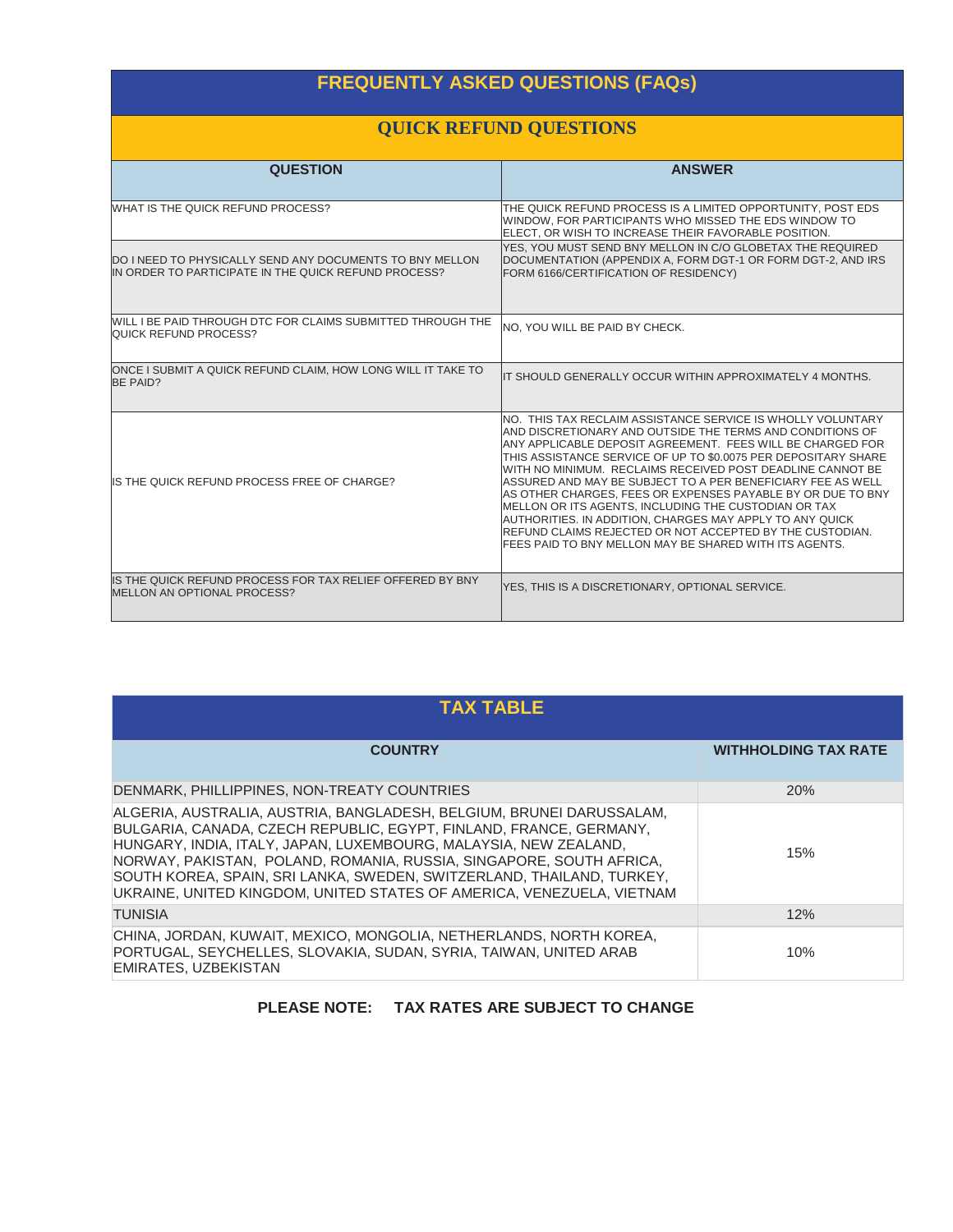## FREQUENTLY ASKED QUESTIONS (FAQs)

### QUICK REFUND QUESTIONS

| QUESTION | ANSWER |
|---|---|
| WHAT IS THE QUICK REFUND PROCESS? | THE QUICK REFUND PROCESS IS A LIMITED OPPORTUNITY, POST EDS WINDOW, FOR PARTICIPANTS WHO MISSED THE EDS WINDOW TO ELECT, OR WISH TO INCREASE THEIR FAVORABLE POSITION. |
| DO I NEED TO PHYSICALLY SEND ANY DOCUMENTS TO BNY MELLON IN ORDER TO PARTICIPATE IN THE QUICK REFUND PROCESS? | YES, YOU MUST SEND BNY MELLON IN C/O GLOBETAX THE REQUIRED DOCUMENTATION (APPENDIX A, FORM DGT-1 OR FORM DGT-2, AND IRS FORM 6166/CERTIFICATION OF RESIDENCY) |
| WILL I BE PAID THROUGH DTC FOR CLAIMS SUBMITTED THROUGH THE QUICK REFUND PROCESS? | NO, YOU WILL BE PAID BY CHECK. |
| ONCE I SUBMIT A QUICK REFUND CLAIM, HOW LONG WILL IT TAKE TO BE PAID? | IT SHOULD GENERALLY OCCUR WITHIN APPROXIMATELY 4 MONTHS. |
| IS THE QUICK REFUND PROCESS FREE OF CHARGE? | NO. THIS TAX RECLAIM ASSISTANCE SERVICE IS WHOLLY VOLUNTARY AND DISCRETIONARY AND OUTSIDE THE TERMS AND CONDITIONS OF ANY APPLICABLE DEPOSIT AGREEMENT. FEES WILL BE CHARGED FOR THIS ASSISTANCE SERVICE OF UP TO $0.0075 PER DEPOSITARY SHARE WITH NO MINIMUM. RECLAIMS RECEIVED POST DEADLINE CANNOT BE ASSURED AND MAY BE SUBJECT TO A PER BENEFICIARY FEE AS WELL AS OTHER CHARGES, FEES OR EXPENSES PAYABLE BY OR DUE TO BNY MELLON OR ITS AGENTS, INCLUDING THE CUSTODIAN OR TAX AUTHORITIES. IN ADDITION, CHARGES MAY APPLY TO ANY QUICK REFUND CLAIMS REJECTED OR NOT ACCEPTED BY THE CUSTODIAN. FEES PAID TO BNY MELLON MAY BE SHARED WITH ITS AGENTS. |
| IS THE QUICK REFUND PROCESS FOR TAX RELIEF OFFERED BY BNY MELLON AN OPTIONAL PROCESS? | YES, THIS IS A DISCRETIONARY, OPTIONAL SERVICE. |

## TAX TABLE

| COUNTRY | WITHHOLDING TAX RATE |
|---|---|
| DENMARK, PHILLIPPINES, NON-TREATY COUNTRIES | 20% |
| ALGERIA, AUSTRALIA, AUSTRIA, BANGLADESH, BELGIUM, BRUNEI DARUSSALAM, BULGARIA, CANADA, CZECH REPUBLIC, EGYPT, FINLAND, FRANCE, GERMANY, HUNGARY, INDIA, ITALY, JAPAN, LUXEMBOURG, MALAYSIA, NEW ZEALAND, NORWAY, PAKISTAN, POLAND, ROMANIA, RUSSIA, SINGAPORE, SOUTH AFRICA, SOUTH KOREA, SPAIN, SRI LANKA, SWEDEN, SWITZERLAND, THAILAND, TURKEY, UKRAINE, UNITED KINGDOM, UNITED STATES OF AMERICA, VENEZUELA, VIETNAM | 15% |
| TUNISIA | 12% |
| CHINA, JORDAN, KUWAIT, MEXICO, MONGOLIA, NETHERLANDS, NORTH KOREA, PORTUGAL, SEYCHELLES, SLOVAKIA, SUDAN, SYRIA, TAIWAN, UNITED ARAB EMIRATES, UZBEKISTAN | 10% |

**PLEASE NOTE: TAX RATES ARE SUBJECT TO CHANGE**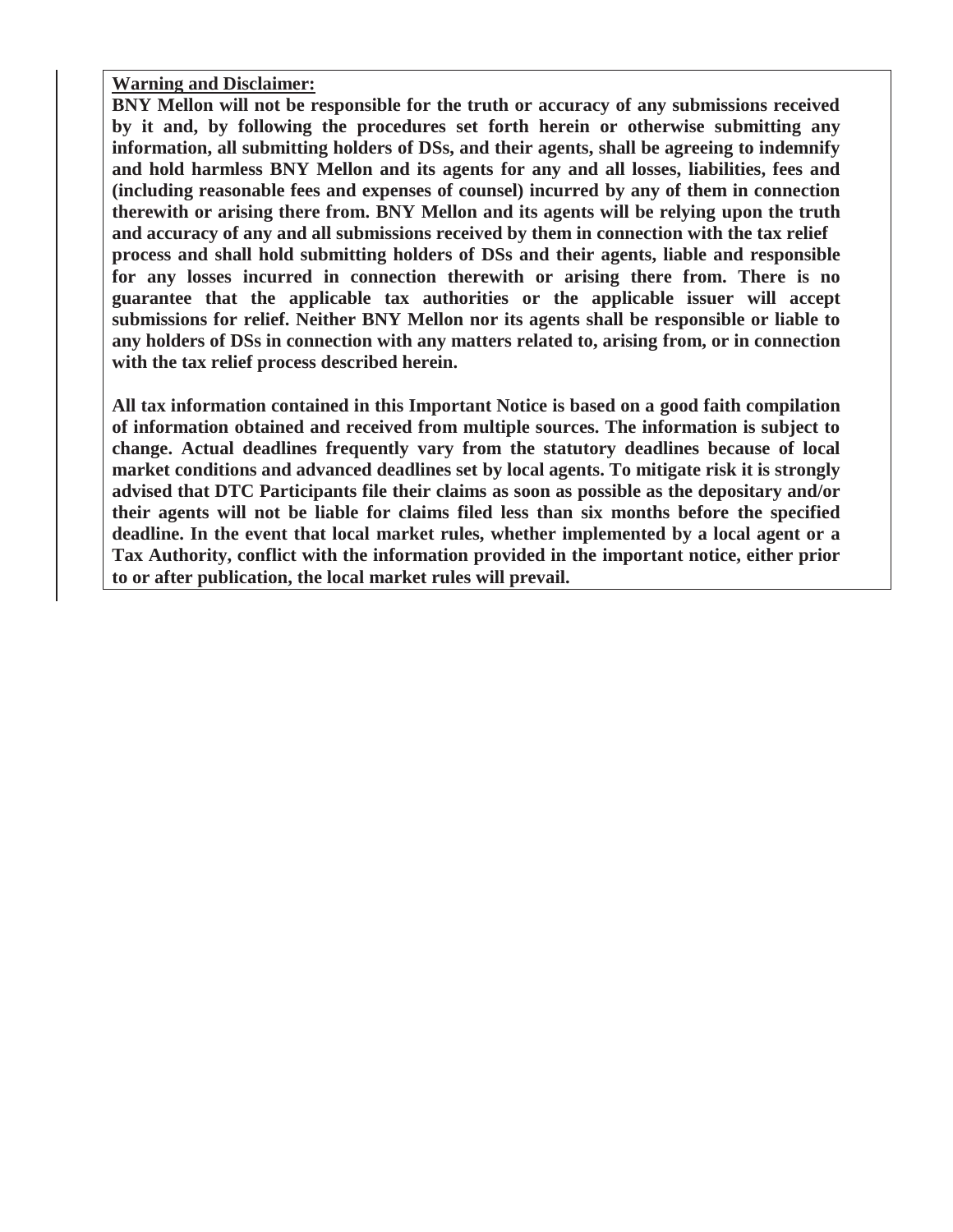**Warning and Disclaimer:**

**BNY Mellon will not be responsible for the truth or accuracy of any submissions received by it and, by following the procedures set forth herein or otherwise submitting any information, all submitting holders of DSs, and their agents, shall be agreeing to indemnify and hold harmless BNY Mellon and its agents for any and all losses, liabilities, fees and (including reasonable fees and expenses of counsel) incurred by any of them in connection therewith or arising there from. BNY Mellon and its agents will be relying upon the truth and accuracy of any and all submissions received by them in connection with the tax relief process and shall hold submitting holders of DSs and their agents, liable and responsible for any losses incurred in connection therewith or arising there from. There is no guarantee that the applicable tax authorities or the applicable issuer will accept submissions for relief. Neither BNY Mellon nor its agents shall be responsible or liable to any holders of DSs in connection with any matters related to, arising from, or in connection with the tax relief process described herein.**

**All tax information contained in this Important Notice is based on a good faith compilation of information obtained and received from multiple sources. The information is subject to change. Actual deadlines frequently vary from the statutory deadlines because of local market conditions and advanced deadlines set by local agents. To mitigate risk it is strongly advised that DTC Participants file their claims as soon as possible as the depositary and/or their agents will not be liable for claims filed less than six months before the specified deadline. In the event that local market rules, whether implemented by a local agent or a Tax Authority, conflict with the information provided in the important notice, either prior to or after publication, the local market rules will prevail.**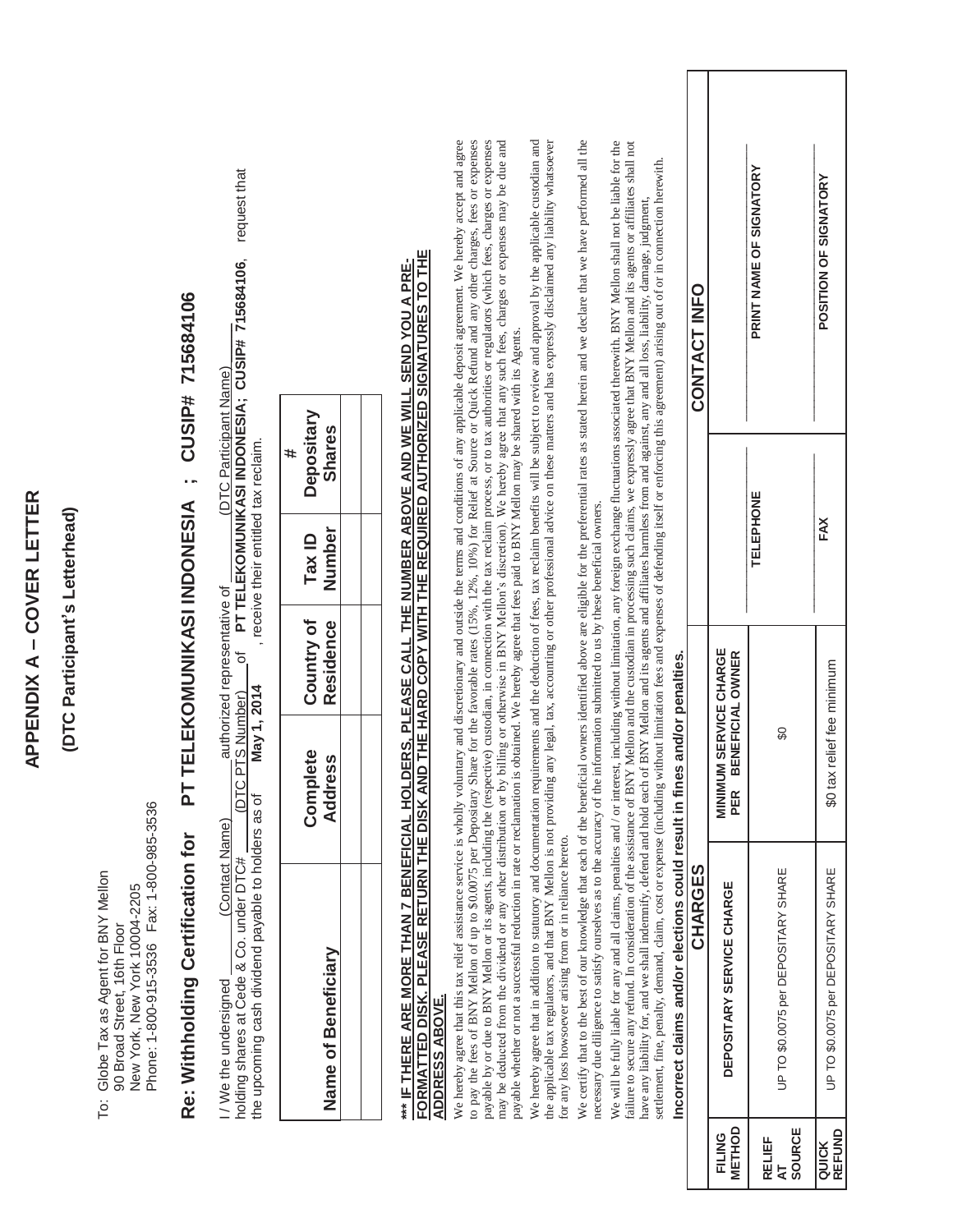# APPENDIX A – COVER LETTER

## (DTC Participant's Letterhead)

To: Globe Tax as Agent for BNY Mellon
90 Broad Street, 16th Floor
New York, New York 10004-2205
Phone: 1-800-915-3536 Fax: 1-800-985-3536

## Re: Withholding Certification for PT TELEKOMUNIKASI INDONESIA ; CUSIP# 715684106

I / We the undersigned ____________ (Contact Name) ____________ authorized representative of ____________ (DTC Participant Name) ____________ holding shares at Cede & Co. under DTC# ____________ (DTC PTS Number) ____________ of **PT TELEKOMUNIKASI INDONESIA; CUSIP# 715684106**, request that the upcoming cash dividend payable to holders as of **May 1, 2014**, receive their entitled tax reclaim.

| Name of Beneficiary | Complete Address | Country of Residence | Tax ID Number | # Depositary Shares |
|---|---|---|---|---|
| | | | | |
| | | | | |

**\*\*\* IF THERE ARE MORE THAN 7 BENEFICIAL HOLDERS, PLEASE CALL THE NUMBER ABOVE AND WE WILL SEND YOU A PRE-FORMATTED DISK. PLEASE RETURN THE DISK AND THE HARD COPY WITH THE REQUIRED AUTHORIZED SIGNATURES TO THE ADDRESS ABOVE.**

We hereby agree that this tax relief assistance service is wholly voluntary and discretionary and outside the terms and conditions of any applicable deposit agreement. We hereby accept and agree to pay the fees of BNY Mellon of up to $0.0075 per Depositary Share for the favorable rates (15%, 12%, 10%) for Relief at Source or Quick Refund and any other charges, fees or expenses payable by or due to BNY Mellon or its agents, including the (respective) custodian, in connection with the tax reclaim process, or to tax authorities or regulators (which fees, charges or expenses may be deducted from the dividend or any other distribution or by billing or otherwise in BNY Mellon's discretion). We hereby agree that any such fees, charges or expenses may be due and payable whether or not a successful reduction in rate or reclamation is obtained. We hereby agree that fees paid to BNY Mellon may be shared with its Agents.

We hereby agree that in addition to statutory and documentation requirements and the deduction of fees, tax reclaim benefits will be subject to review and approval by the applicable custodian and the applicable tax regulators, and that BNY Mellon is not providing any legal, tax, accounting or other professional advice on these matters and has expressly disclaimed any liability whatsoever for any loss howsoever arising from or in reliance hereto.

We certify that to the best of our knowledge that each of the beneficial owners identified above are eligible for the preferential rates as stated herein and we declare that we have performed all the necessary due diligence to satisfy ourselves as to the accuracy of the information submitted to us by these beneficial owners.

We will be fully liable for any and all claims, penalties and / or interest, including without limitation, any foreign exchange fluctuations associated therewith. BNY Mellon shall not be liable for the failure to secure any refund. In consideration of the assistance of BNY Mellon and the custodian in processing such claims, we expressly agree that BNY Mellon and its agents or affiliates shall not have any liability for, and we shall indemnify, defend and hold each of BNY Mellon and its agents and affiliates harmless from and against, any and all loss, liability, damage, judgment, settlement, fine, penalty, demand, claim, cost or expense (including without limitation fees and expenses of defending itself or enforcing this agreement) arising out of or in connection herewith.

**Incorrect claims and/or elections could result in fines and/or penalties.**

| FILING METHOD | CHARGES | | CONTACT INFO | |
|---|---|---|---|---|
| | DEPOSITARY SERVICE CHARGE | MINIMUM SERVICE CHARGE PER BENEFICIAL OWNER | | |
| RELIEF AT SOURCE | UP TO $0.0075 per DEPOSITARY SHARE | $0 | TELEPHONE | PRINT NAME OF SIGNATORY |
| QUICK REFUND | UP TO $0.0075 per DEPOSITARY SHARE | $0 tax relief fee minimum | FAX | POSITION OF SIGNATORY |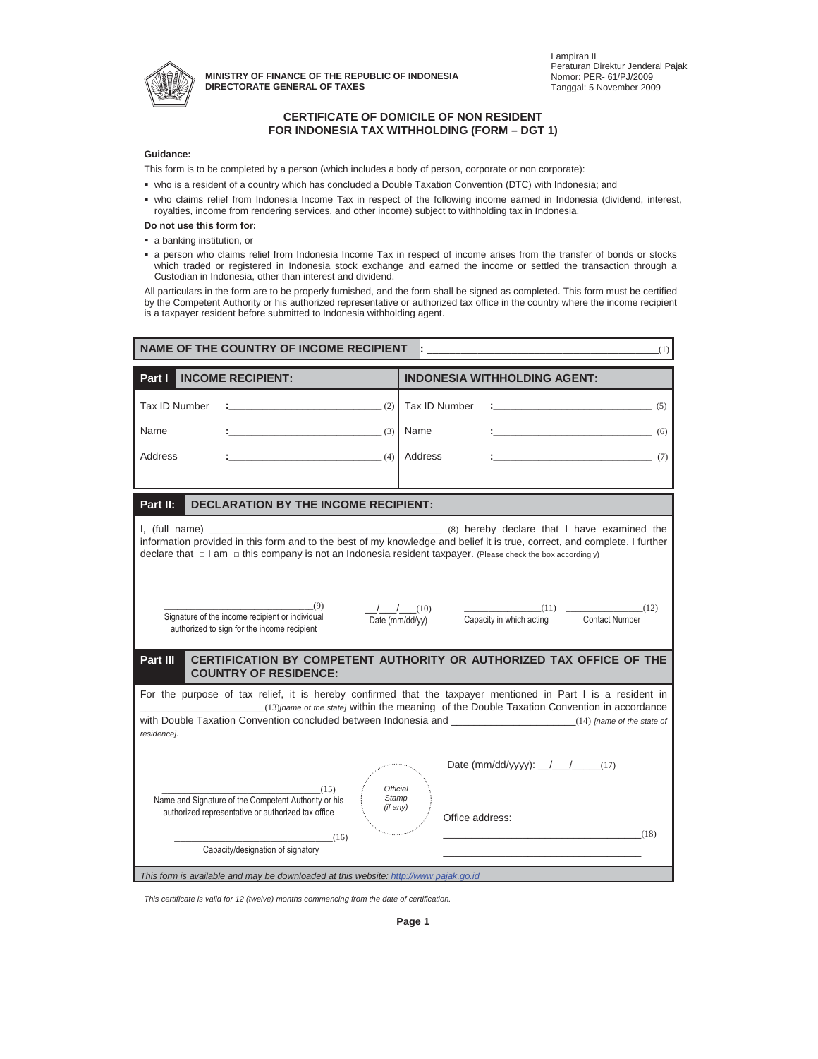MINISTRY OF FINANCE OF THE REPUBLIC OF INDONESIA
DIRECTORATE GENERAL OF TAXES

Lampiran II
Peraturan Direktur Jenderal Pajak
Nomor: PER- 61/PJ/2009
Tanggal: 5 November 2009

## CERTIFICATE OF DOMICILE OF NON RESIDENT FOR INDONESIA TAX WITHHOLDING (FORM – DGT 1)

**Guidance:**

This form is to be completed by a person (which includes a body of person, corporate or non corporate):

- who is a resident of a country which has concluded a Double Taxation Convention (DTC) with Indonesia; and
- who claims relief from Indonesia Income Tax in respect of the following income earned in Indonesia (dividend, interest, royalties, income from rendering services, and other income) subject to withholding tax in Indonesia.

**Do not use this form for:**

- a banking institution, or
- a person who claims relief from Indonesia Income Tax in respect of income arises from the transfer of bonds or stocks which traded or registered in Indonesia stock exchange and earned the income or settled the transaction through a Custodian in Indonesia, other than interest and dividend.

All particulars in the form are to be properly furnished, and the form shall be signed as completed. This form must be certified by the Competent Authority or his authorized representative or authorized tax office in the country where the income recipient is a taxpayer resident before submitted to Indonesia withholding agent.

**NAME OF THE COUNTRY OF INCOME RECIPIENT** : ____________________ (1)

| **Part I INCOME RECIPIENT:** | **INDONESIA WITHHOLDING AGENT:** |
|---|---|
| Tax ID Number : ____________ (2) | Tax ID Number : ____________ (5) |
| Name : ____________ (3) | Name : ____________ (6) |
| Address : ____________ (4) | Address : ____________ (7) |

**Part II: DECLARATION BY THE INCOME RECIPIENT:**

I, (full name) ______________________ (8) hereby declare that I have examined the information provided in this form and to the best of my knowledge and belief it is true, correct, and complete. I further declare that □ I am □ this company is not an Indonesia resident taxpayer. (Please check the box accordingly)

________________(9)
Signature of the income recipient or individual authorized to sign for the income recipient

__/__/__(10)
Date (mm/dd/yy)

________(11)
Capacity in which acting

________(12)
Contact Number

**Part III CERTIFICATION BY COMPETENT AUTHORITY OR AUTHORIZED TAX OFFICE OF THE COUNTRY OF RESIDENCE:**

For the purpose of tax relief, it is hereby confirmed that the taxpayer mentioned in Part I is a resident in ______________(13)*[name of the state]* within the meaning of the Double Taxation Convention in accordance with Double Taxation Convention concluded between Indonesia and ______________(14) *[name of the state of residence]*.

________________(15)
Name and Signature of the Competent Authority or his authorized representative or authorized tax office

________________(16)
Capacity/designation of signatory

*Official Stamp (if any)*

Date (mm/dd/yyyy): __/___/_____(17)

Office address:
________________(18)
________________

*This form is available and may be downloaded at this website: http://www.pajak.go.id*

*This certificate is valid for 12 (twelve) months commencing from the date of certification.*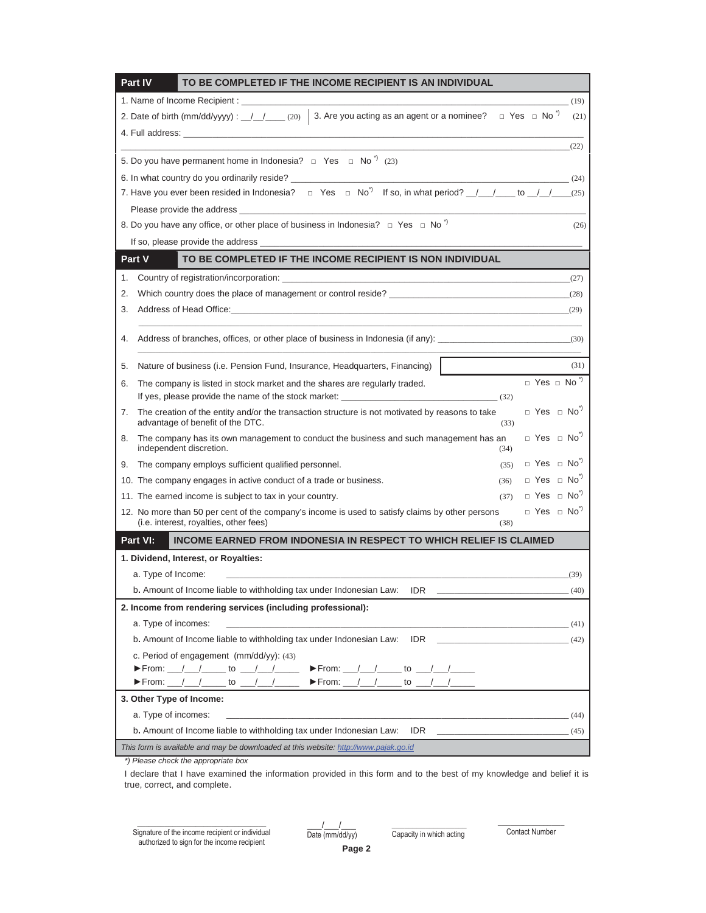## Part IV TO BE COMPLETED IF THE INCOME RECIPIENT IS AN INDIVIDUAL

1. Name of Income Recipient : ______________________________ (19)

2. Date of birth (mm/dd/yyyy) : __/__/____ (20) | 3. Are you acting as an agent or a nominee? □ Yes □ No *) (21)

4. Full address: ______________________________ (22)

5. Do you have permanent home in Indonesia? □ Yes □ No *) (23)

6. In what country do you ordinarily reside? ______________________________ (24)

7. Have you ever been resided in Indonesia? □ Yes □ No*) If so, in what period? __/__/____ to __/__/____ (25)

Please provide the address ______________________________

8. Do you have any office, or other place of business in Indonesia? □ Yes □ No *) (26)

If so, please provide the address ______________________________

## Part V TO BE COMPLETED IF THE INCOME RECIPIENT IS NON INDIVIDUAL

1. Country of registration/incorporation: ______________________________ (27)
2. Which country does the place of management or control reside? ______________________________ (28)
3. Address of Head Office: ______________________________ (29)
4. Address of branches, offices, or other place of business in Indonesia (if any): ______________________________ (30)
5. Nature of business (i.e. Pension Fund, Insurance, Headquarters, Financing) ______________________________ (31)
6. The company is listed in stock market and the shares are regularly traded. □ Yes □ No *)
   If yes, please provide the name of the stock market: ______________________________ (32)
7. The creation of the entity and/or the transaction structure is not motivated by reasons to take advantage of benefit of the DTC. (33) □ Yes □ No*)
8. The company has its own management to conduct the business and such management has an independent discretion. (34) □ Yes □ No*)
9. The company employs sufficient qualified personnel. (35) □ Yes □ No*)
10. The company engages in active conduct of a trade or business. (36) □ Yes □ No*)
11. The earned income is subject to tax in your country. (37) □ Yes □ No*)
12. No more than 50 per cent of the company's income is used to satisfy claims by other persons (i.e. interest, royalties, other fees) (38) □ Yes □ No*)

## Part VI: INCOME EARNED FROM INDONESIA IN RESPECT TO WHICH RELIEF IS CLAIMED

**1. Dividend, Interest, or Royalties:**

a. Type of Income: ______________________________ (39)

b. Amount of Income liable to withholding tax under Indonesian Law: IDR ______________________________ (40)

**2. Income from rendering services (including professional):**

a. Type of incomes: ______________________________ (41)

b. Amount of Income liable to withholding tax under Indonesian Law: IDR ______________________________ (42)

c. Period of engagement (mm/dd/yy): (43)

►From: ___/___/_____ to ___/___/_____ ►From: ___/___/_____ to ___/___/_____

►From: ___/___/_____ to ___/___/_____ ►From: ___/___/_____ to ___/___/_____

**3. Other Type of Income:**

a. Type of incomes: ______________________________ (44)

b. Amount of Income liable to withholding tax under Indonesian Law: IDR ______________________________ (45)

*This form is available and may be downloaded at this website: http://www.pajak.go.id*

*\*) Please check the appropriate box*

I declare that I have examined the information provided in this form and to the best of my knowledge and belief it is true, correct, and complete.

| ______________________________ | ___/___/___ | ________________ | ________________ |
|---|---|---|---|
| Signature of the income recipient or individual authorized to sign for the income recipient | Date (mm/dd/yy) | Capacity in which acting | Contact Number |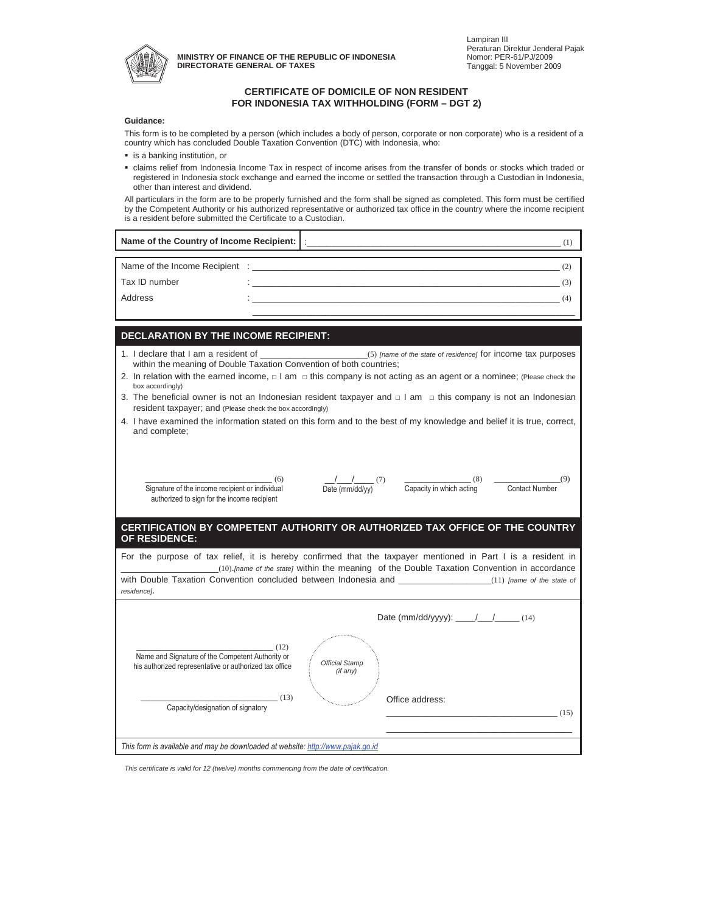Lampiran III
Peraturan Direktur Jenderal Pajak
Nomor: PER-61/PJ/2009
Tanggal: 5 November 2009

**MINISTRY OF FINANCE OF THE REPUBLIC OF INDONESIA**
**DIRECTORATE GENERAL OF TAXES**

## CERTIFICATE OF DOMICILE OF NON RESIDENT FOR INDONESIA TAX WITHHOLDING (FORM – DGT 2)

**Guidance:**

This form is to be completed by a person (which includes a body of person, corporate or non corporate) who is a resident of a country which has concluded Double Taxation Convention (DTC) with Indonesia, who:

- is a banking institution, or
- claims relief from Indonesia Income Tax in respect of income arises from the transfer of bonds or stocks which traded or registered in Indonesia stock exchange and earned the income or settled the transaction through a Custodian in Indonesia, other than interest and dividend.

All particulars in the form are to be properly furnished and the form shall be signed as completed. This form must be certified by the Competent Authority or his authorized representative or authorized tax office in the country where the income recipient is a resident before submitted the Certificate to a Custodian.

**Name of the Country of Income Recipient:** : ____________________ (1)

Name of the Income Recipient : ____________________ (2)

Tax ID number : ____________________ (3)

Address : ____________________ (4)

____________________

### DECLARATION BY THE INCOME RECIPIENT:

1. I declare that I am a resident of ____________________(5) *[name of the state of residence]* for income tax purposes within the meaning of Double Taxation Convention of both countries;
2. In relation with the earned income, □ I am □ this company is not acting as an agent or a nominee; (Please check the box accordingly)
3. The beneficial owner is not an Indonesian resident taxpayer and □ I am □ this company is not an Indonesian resident taxpayer; and (Please check the box accordingly)
4. I have examined the information stated on this form and to the best of my knowledge and belief it is true, correct, and complete;

____________________ (6)
Signature of the income recipient or individual authorized to sign for the income recipient

__/__/____ (7)
Date (mm/dd/yy)

____________ (8)
Capacity in which acting

____________ (9)
Contact Number

### CERTIFICATION BY COMPETENT AUTHORITY OR AUTHORIZED TAX OFFICE OF THE COUNTRY OF RESIDENCE:

For the purpose of tax relief, it is hereby confirmed that the taxpayer mentioned in Part I is a resident in ____________________(10).*[name of the state]* within the meaning of the Double Taxation Convention in accordance with Double Taxation Convention concluded between Indonesia and ____________________(11) *[name of the state of residence]*.

Date (mm/dd/yyyy): ____/___/_____ (14)

____________________ (12)
Name and Signature of the Competent Authority or his authorized representative or authorized tax office

*Official Stamp (if any)*

____________________ (13)
Capacity/designation of signatory

Office address:
____________________ (15)
____________________

*This form is available and may be downloaded at website: http://www.pajak.go.id*

*This certificate is valid for 12 (twelve) months commencing from the date of certification.*